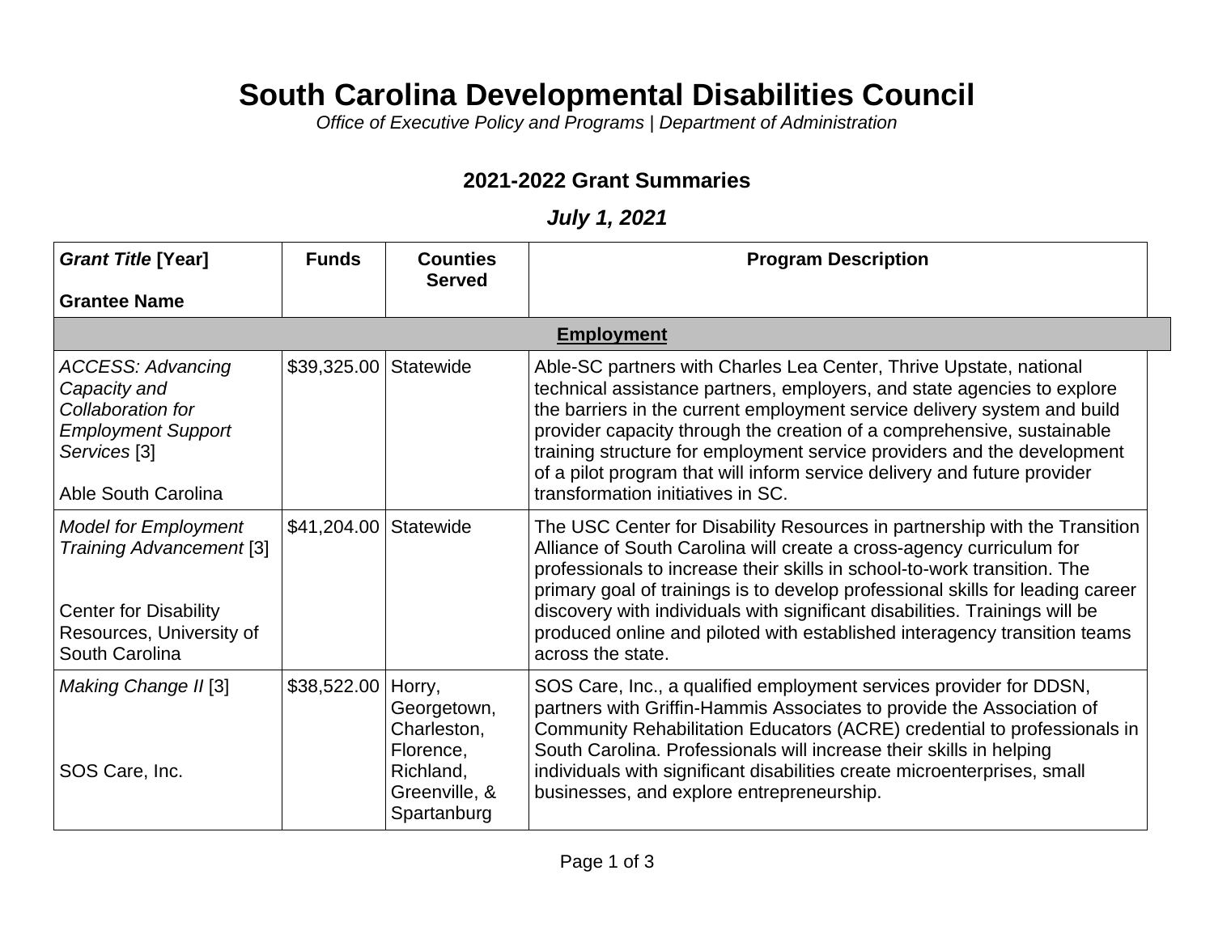# South Carolina Developmental Disabilities Council

*Office of Executive Policy and Programs | Department of Administration*

## 2021-2022 Grant Summaries

### *July 1, 2021*

| ***Grant Title* [Year]**<br><br>**Grantee Name** | **Funds** | **Counties Served** | **Program Description** |
|---|---|---|---|
| **Employment** | | | |
| *ACCESS: Advancing Capacity and Collaboration for Employment Support Services* [3]<br><br>Able South Carolina | $39,325.00 | Statewide | Able-SC partners with Charles Lea Center, Thrive Upstate, national technical assistance partners, employers, and state agencies to explore the barriers in the current employment service delivery system and build provider capacity through the creation of a comprehensive, sustainable training structure for employment service providers and the development of a pilot program that will inform service delivery and future provider transformation initiatives in SC. |
| *Model for Employment Training Advancement* [3]<br><br>Center for Disability Resources, University of South Carolina | $41,204.00 | Statewide | The USC Center for Disability Resources in partnership with the Transition Alliance of South Carolina will create a cross-agency curriculum for professionals to increase their skills in school-to-work transition. The primary goal of trainings is to develop professional skills for leading career discovery with individuals with significant disabilities. Trainings will be produced online and piloted with established interagency transition teams across the state. |
| *Making Change II* [3]<br><br>SOS Care, Inc. | $38,522.00 | Horry, Georgetown, Charleston, Florence, Richland, Greenville, & Spartanburg | SOS Care, Inc., a qualified employment services provider for DDSN, partners with Griffin-Hammis Associates to provide the Association of Community Rehabilitation Educators (ACRE) credential to professionals in South Carolina. Professionals will increase their skills in helping individuals with significant disabilities create microenterprises, small businesses, and explore entrepreneurship. |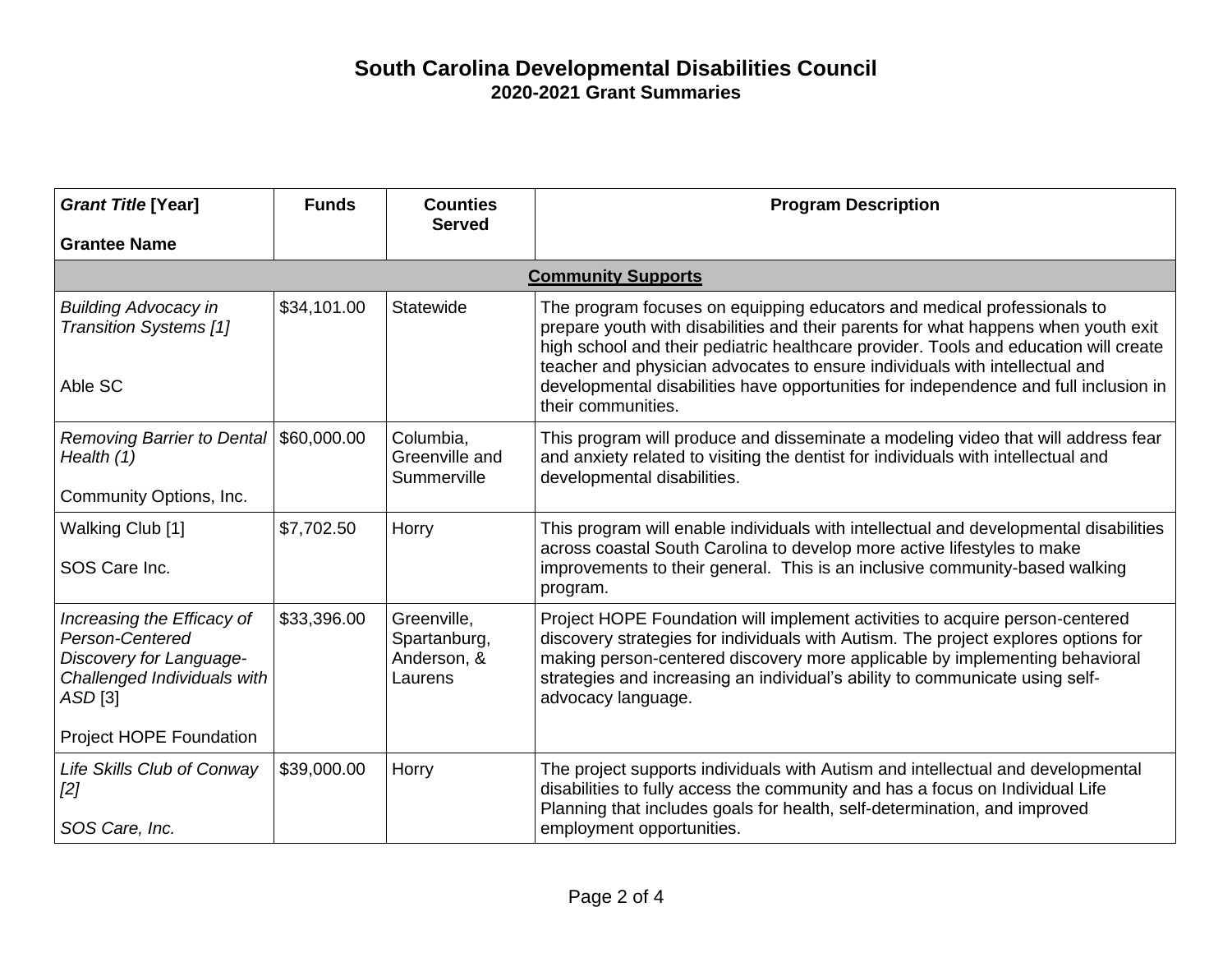# South Carolina Developmental Disabilities Council

## 2020-2021 Grant Summaries

| ***Grant Title* [Year]**<br><br>**Grantee Name** | **Funds** | **Counties Served** | **Program Description** |
|---|---|---|---|
| **Community Supports** | | | |
| *Building Advocacy in Transition Systems [1]*<br><br>Able SC | $34,101.00 | Statewide | The program focuses on equipping educators and medical professionals to prepare youth with disabilities and their parents for what happens when youth exit high school and their pediatric healthcare provider. Tools and education will create teacher and physician advocates to ensure individuals with intellectual and developmental disabilities have opportunities for independence and full inclusion in their communities. |
| *Removing Barrier to Dental Health (1)*<br><br>Community Options, Inc. | $60,000.00 | Columbia, Greenville and Summerville | This program will produce and disseminate a modeling video that will address fear and anxiety related to visiting the dentist for individuals with intellectual and developmental disabilities. |
| Walking Club [1]<br><br>SOS Care Inc. | $7,702.50 | Horry | This program will enable individuals with intellectual and developmental disabilities across coastal South Carolina to develop more active lifestyles to make improvements to their general. This is an inclusive community-based walking program. |
| *Increasing the Efficacy of Person-Centered Discovery for Language-Challenged Individuals with ASD* [3]<br><br>Project HOPE Foundation | $33,396.00 | Greenville, Spartanburg, Anderson, & Laurens | Project HOPE Foundation will implement activities to acquire person-centered discovery strategies for individuals with Autism. The project explores options for making person-centered discovery more applicable by implementing behavioral strategies and increasing an individual's ability to communicate using self-advocacy language. |
| *Life Skills Club of Conway [2]*<br><br>*SOS Care, Inc.* | $39,000.00 | Horry | The project supports individuals with Autism and intellectual and developmental disabilities to fully access the community and has a focus on Individual Life Planning that includes goals for health, self-determination, and improved employment opportunities. |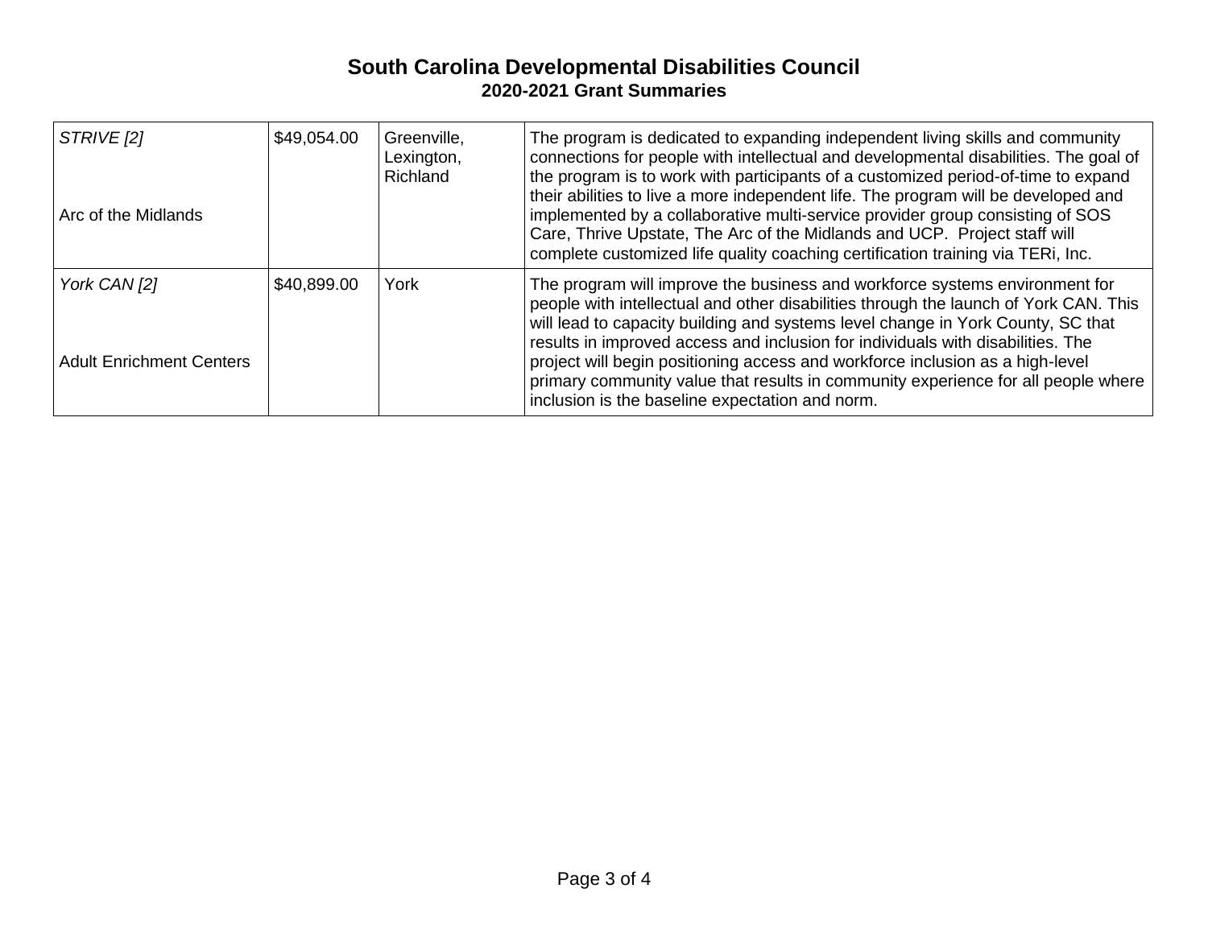# South Carolina Developmental Disabilities Council

## 2020-2021 Grant Summaries

| | | | |
|---|---|---|---|
| *STRIVE [2]*<br><br>Arc of the Midlands | $49,054.00 | Greenville, Lexington, Richland | The program is dedicated to expanding independent living skills and community connections for people with intellectual and developmental disabilities. The goal of the program is to work with participants of a customized period-of-time to expand their abilities to live a more independent life. The program will be developed and implemented by a collaborative multi-service provider group consisting of SOS Care, Thrive Upstate, The Arc of the Midlands and UCP. Project staff will complete customized life quality coaching certification training via TERi, Inc. |
| *York CAN [2]*<br><br>Adult Enrichment Centers | $40,899.00 | York | The program will improve the business and workforce systems environment for people with intellectual and other disabilities through the launch of York CAN. This will lead to capacity building and systems level change in York County, SC that results in improved access and inclusion for individuals with disabilities. The project will begin positioning access and workforce inclusion as a high-level primary community value that results in community experience for all people where inclusion is the baseline expectation and norm. |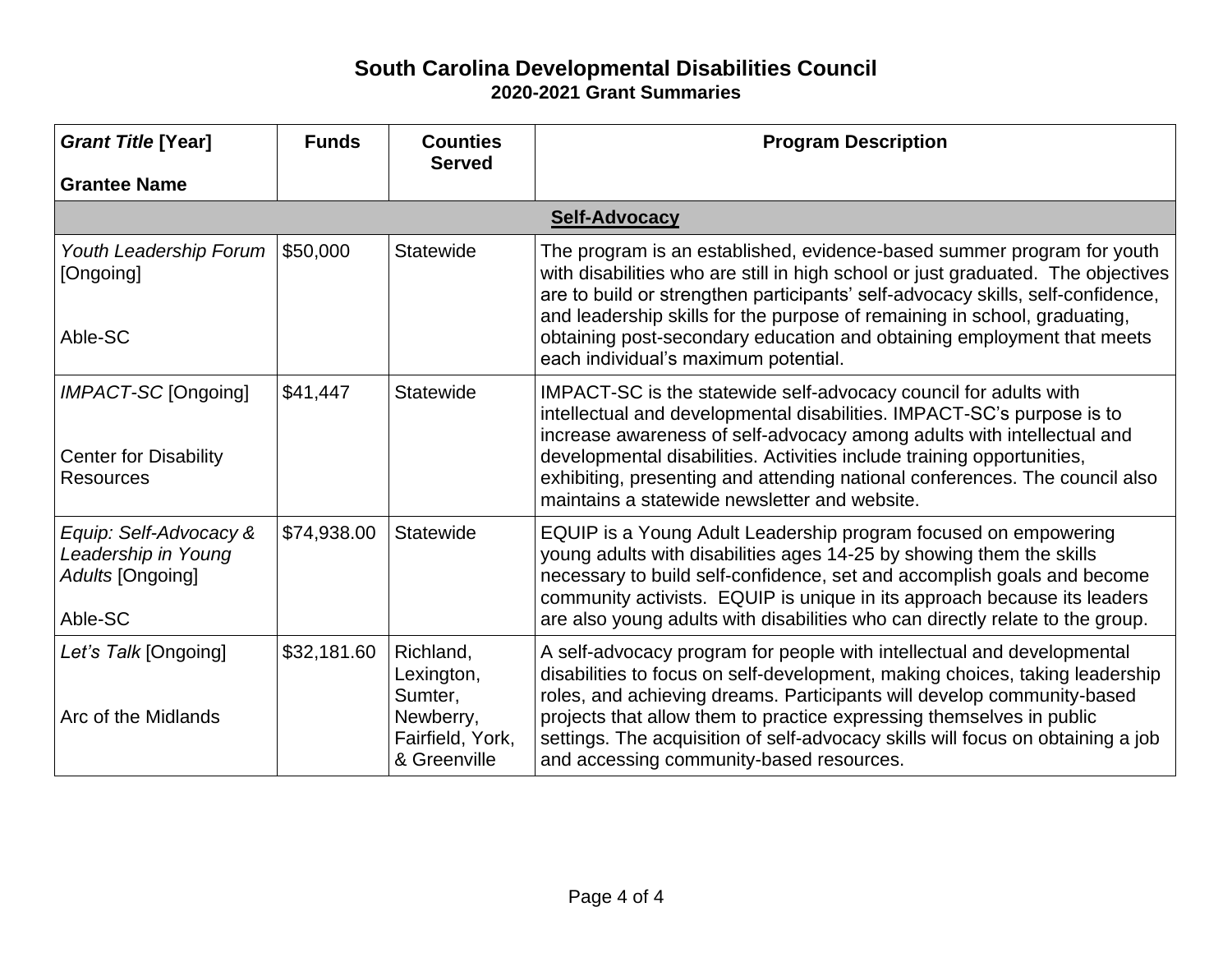# South Carolina Developmental Disabilities Council

## 2020-2021 Grant Summaries

| ***Grant Title* [Year]**<br><br>**Grantee Name** | **Funds** | **Counties Served** | **Program Description** |
|---|---|---|---|
| **Self-Advocacy** | | | |
| *Youth Leadership Forum* [Ongoing]<br><br>Able-SC | \$50,000 | Statewide | The program is an established, evidence-based summer program for youth with disabilities who are still in high school or just graduated. The objectives are to build or strengthen participants' self-advocacy skills, self-confidence, and leadership skills for the purpose of remaining in school, graduating, obtaining post-secondary education and obtaining employment that meets each individual's maximum potential. |
| *IMPACT-SC* [Ongoing]<br><br>Center for Disability Resources | \$41,447 | Statewide | IMPACT-SC is the statewide self-advocacy council for adults with intellectual and developmental disabilities. IMPACT-SC's purpose is to increase awareness of self-advocacy among adults with intellectual and developmental disabilities. Activities include training opportunities, exhibiting, presenting and attending national conferences. The council also maintains a statewide newsletter and website. |
| *Equip: Self-Advocacy & Leadership in Young Adults* [Ongoing]<br><br>Able-SC | \$74,938.00 | Statewide | EQUIP is a Young Adult Leadership program focused on empowering young adults with disabilities ages 14-25 by showing them the skills necessary to build self-confidence, set and accomplish goals and become community activists. EQUIP is unique in its approach because its leaders are also young adults with disabilities who can directly relate to the group. |
| *Let's Talk* [Ongoing]<br><br>Arc of the Midlands | \$32,181.60 | Richland, Lexington, Sumter, Newberry, Fairfield, York, & Greenville | A self-advocacy program for people with intellectual and developmental disabilities to focus on self-development, making choices, taking leadership roles, and achieving dreams. Participants will develop community-based projects that allow them to practice expressing themselves in public settings. The acquisition of self-advocacy skills will focus on obtaining a job and accessing community-based resources. |